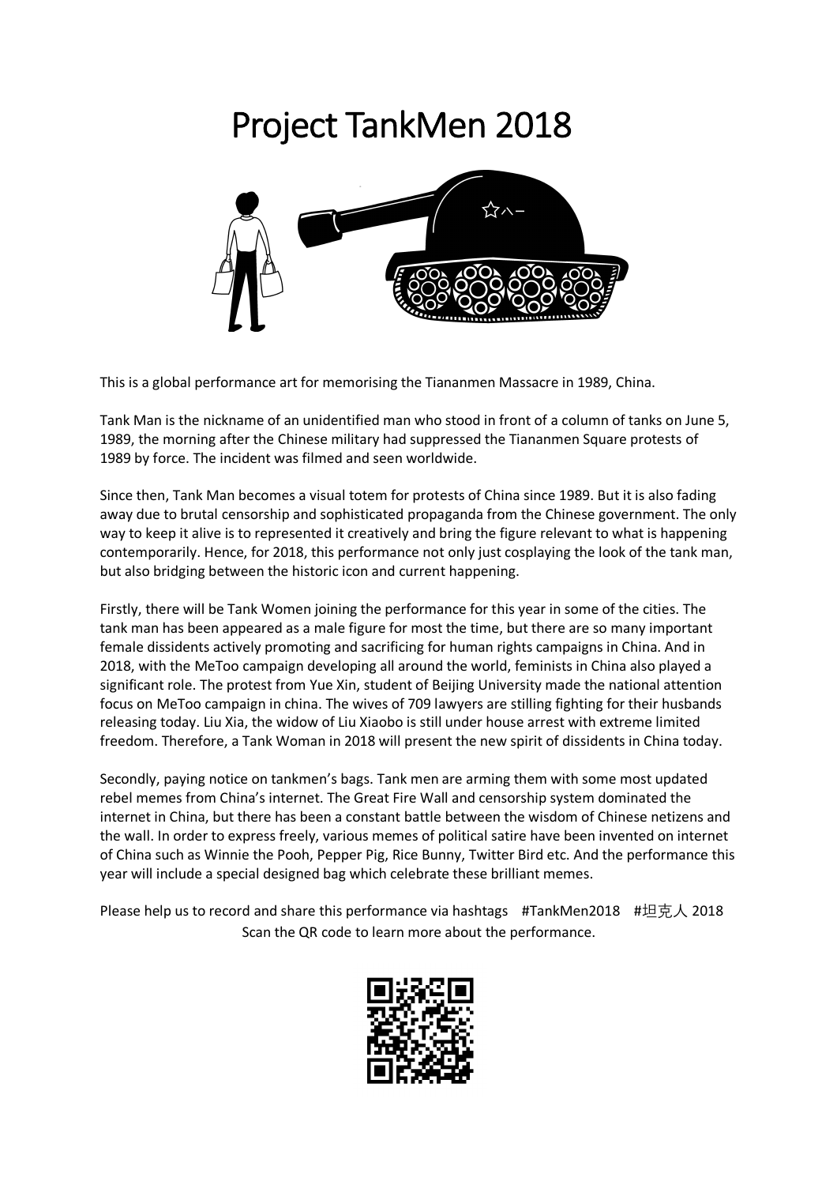# Project TankMen 2018

This is a global performance art for memorising the Tiananmen Massacre in 1989, China.

Tank Man is the nickname of an unidentified man who stood in front of a column of tanks on June 5, 1989, the morning after the Chinese military had suppressed the Tiananmen Square protests of 1989 by force. The incident was filmed and seen worldwide.

Since then, Tank Man becomes a visual totem for protests of China since 1989. But it is also fading away due to brutal censorship and sophisticated propaganda from the Chinese government. The only way to keep it alive is to represented it creatively and bring the figure relevant to what is happening contemporarily. Hence, for 2018, this performance not only just cosplaying the look of the tank man, but also bridging between the historic icon and current happening.

Firstly, there will be Tank Women joining the performance for this year in some of the cities. The tank man has been appeared as a male figure for most the time, but there are so many important female dissidents actively promoting and sacrificing for human rights campaigns in China. And in 2018, with the MeToo campaign developing all around the world, feminists in China also played a significant role. The protest from Yue Xin, student of Beijing University made the national attention focus on MeToo campaign in china. The wives of 709 lawyers are stilling fighting for their husbands releasing today. Liu Xia, the widow of Liu Xiaobo is still under house arrest with extreme limited freedom. Therefore, a Tank Woman in 2018 will present the new spirit of dissidents in China today.

Secondly, paying notice on tankmen's bags. Tank men are arming them with some most updated rebel memes from China's internet. The Great Fire Wall and censorship system dominated the internet in China, but there has been a constant battle between the wisdom of Chinese netizens and the wall. In order to express freely, various memes of political satire have been invented on internet of China such as Winnie the Pooh, Pepper Pig, Rice Bunny, Twitter Bird etc. And the performance this year will include a special designed bag which celebrate these brilliant memes.

Please help us to record and share this performance via hashtags #TankMen2018 #坦克人 2018

Scan the QR code to learn more about the performance.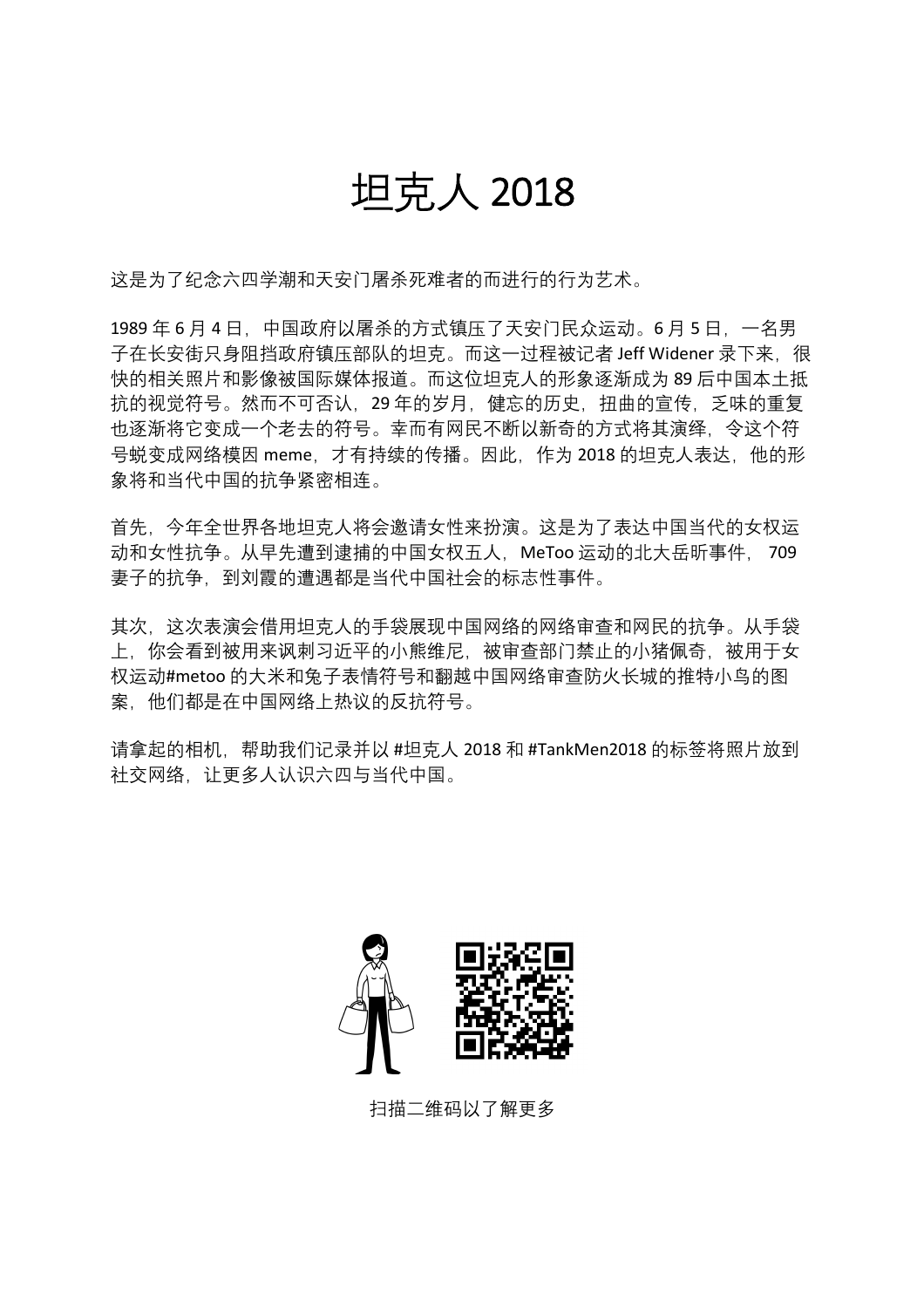# 坦克人 2018

这是为了纪念六四学潮和天安门屠杀死难者的而进行的行为艺术。

1989 年 6 月 4 日，中国政府以屠杀的方式镇压了天安门民众运动。6 月 5 日，一名男子在长安街只身阻挡政府镇压部队的坦克。而这一过程被记者 Jeff Widener 录下来，很快的相关照片和影像被国际媒体报道。而这位坦克人的形象逐渐成为 89 后中国本土抵抗的视觉符号。然而不可否认，29 年的岁月，健忘的历史，扭曲的宣传，乏味的重复也逐渐将它变成一个老去的符号。幸而有网民不断以新奇的方式将其演绎，令这个符号蜕变成网络模因 meme，才有持续的传播。因此，作为 2018 的坦克人表达，他的形象将和当代中国的抗争紧密相连。

首先，今年全世界各地坦克人将会邀请女性来扮演。这是为了表达中国当代的女权运动和女性抗争。从早先遭到逮捕的中国女权五人，MeToo 运动的北大岳昕事件， 709 妻子的抗争，到刘霞的遭遇都是当代中国社会的标志性事件。

其次，这次表演会借用坦克人的手袋展现中国网络的网络审查和网民的抗争。从手袋上，你会看到被用来讽刺习近平的小熊维尼，被审查部门禁止的小猪佩奇，被用于女权运动#metoo 的大米和兔子表情符号和翻越中国网络审查防火长城的推特小鸟的图案，他们都是在中国网络上热议的反抗符号。

请拿起的相机，帮助我们记录并以 #坦克人 2018 和 #TankMen2018 的标签将照片放到社交网络，让更多人认识六四与当代中国。

扫描二维码以了解更多